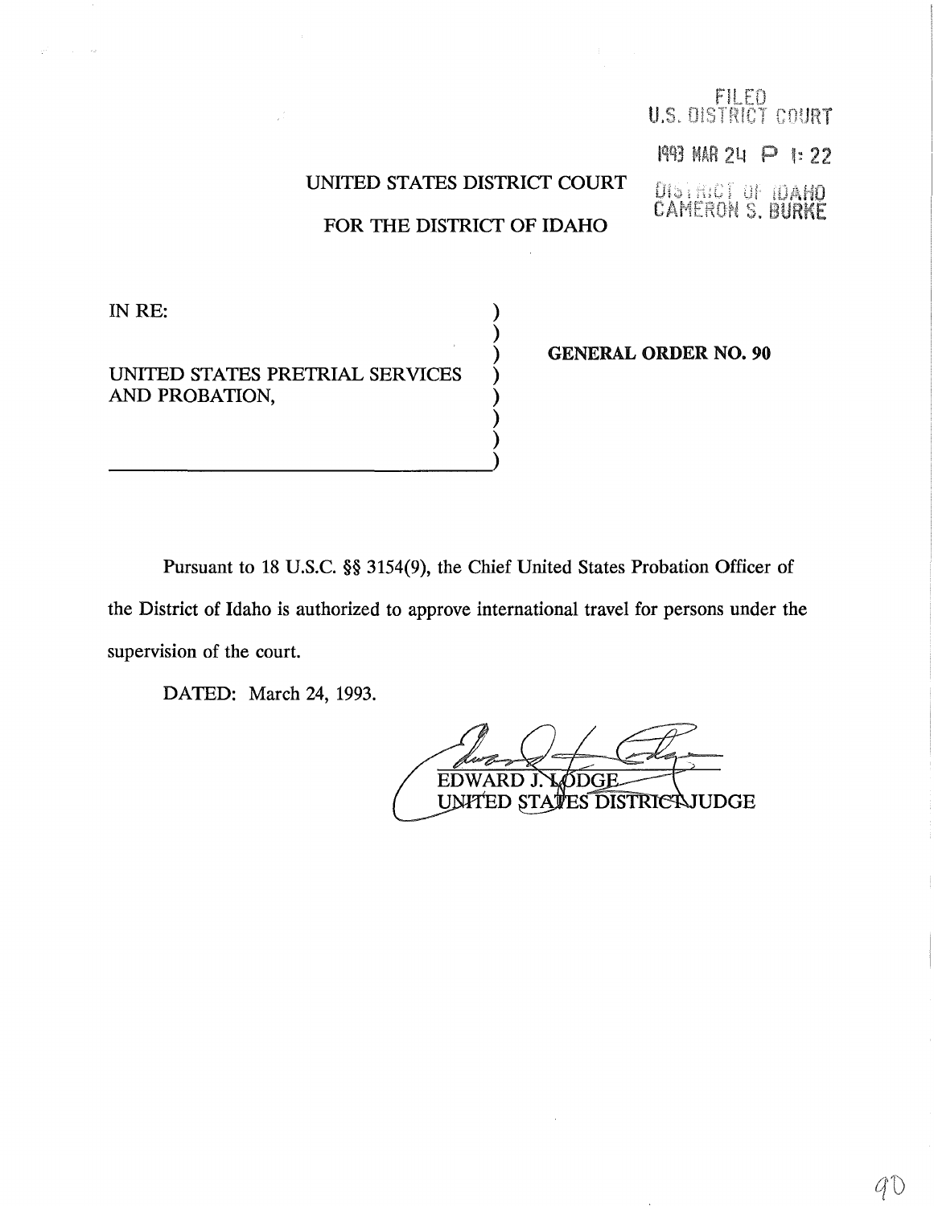FILED
U.S. DISTRICT COURT

1993 MAR 24 P 1:22

DISTRICT OF IDAHO
CAMERON S. BURKE

UNITED STATES DISTRICT COURT

FOR THE DISTRICT OF IDAHO

IN RE:

UNITED STATES PRETRIAL SERVICES AND PROBATION,

**GENERAL ORDER NO. 90**

Pursuant to 18 U.S.C. §§ 3154(9), the Chief United States Probation Officer of the District of Idaho is authorized to approve international travel for persons under the supervision of the court.

DATED: March 24, 1993.

EDWARD J. LODGE
UNITED STATES DISTRICT JUDGE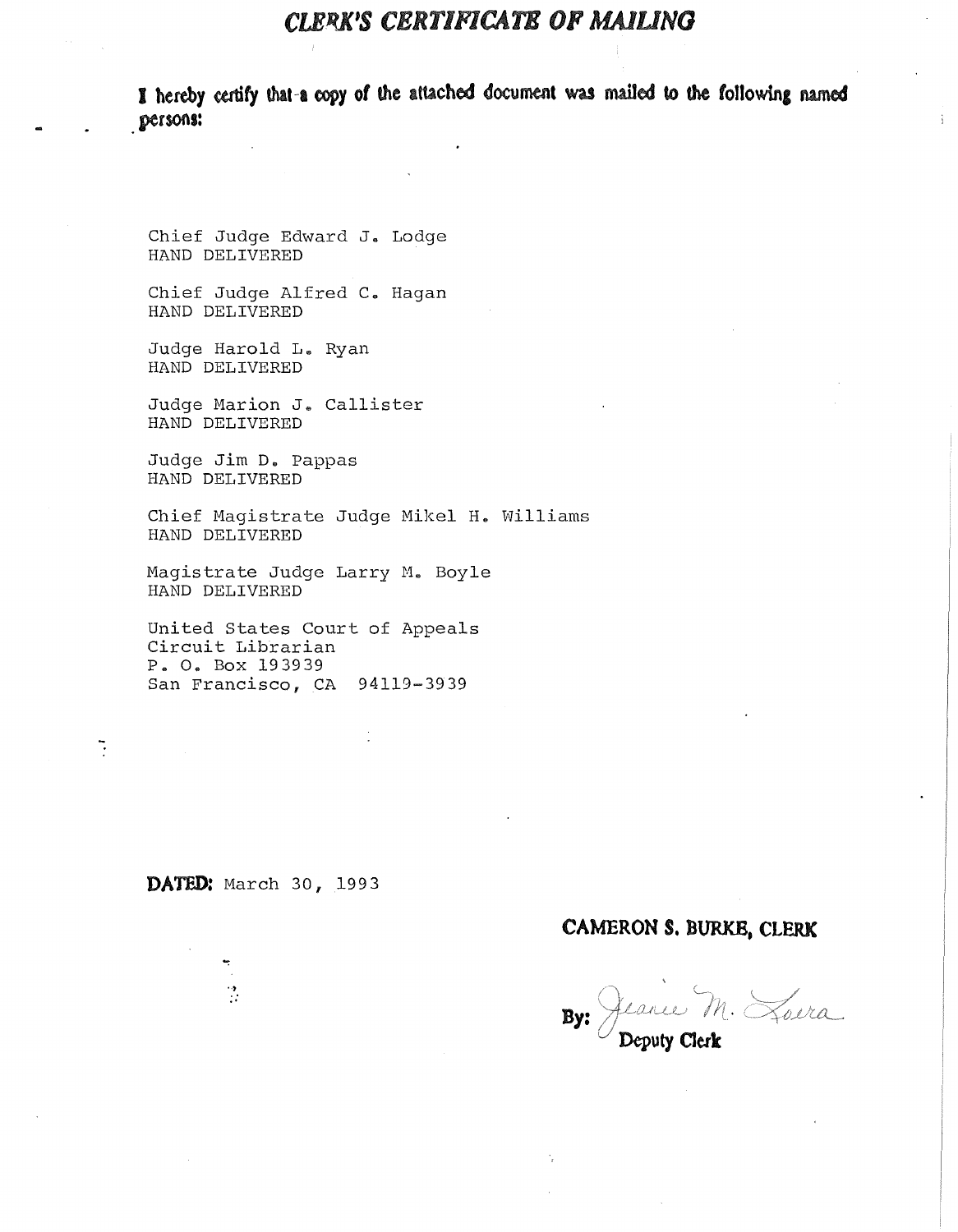# *CLERK'S CERTIFICATE OF MAILING*

**I hereby certify that a copy of the attached document was mailed to the following named persons:**

Chief Judge Edward J. Lodge
HAND DELIVERED

Chief Judge Alfred C. Hagan
HAND DELIVERED

Judge Harold L. Ryan
HAND DELIVERED

Judge Marion J. Callister
HAND DELIVERED

Judge Jim D. Pappas
HAND DELIVERED

Chief Magistrate Judge Mikel H. Williams
HAND DELIVERED

Magistrate Judge Larry M. Boyle
HAND DELIVERED

United States Court of Appeals
Circuit Librarian
P. O. Box 193939
San Francisco, CA 94119-3939

**DATED:** March 30, 1993

**CAMERON S. BURKE, CLERK**

**By:** Jeanie M. Loera
**Deputy Clerk**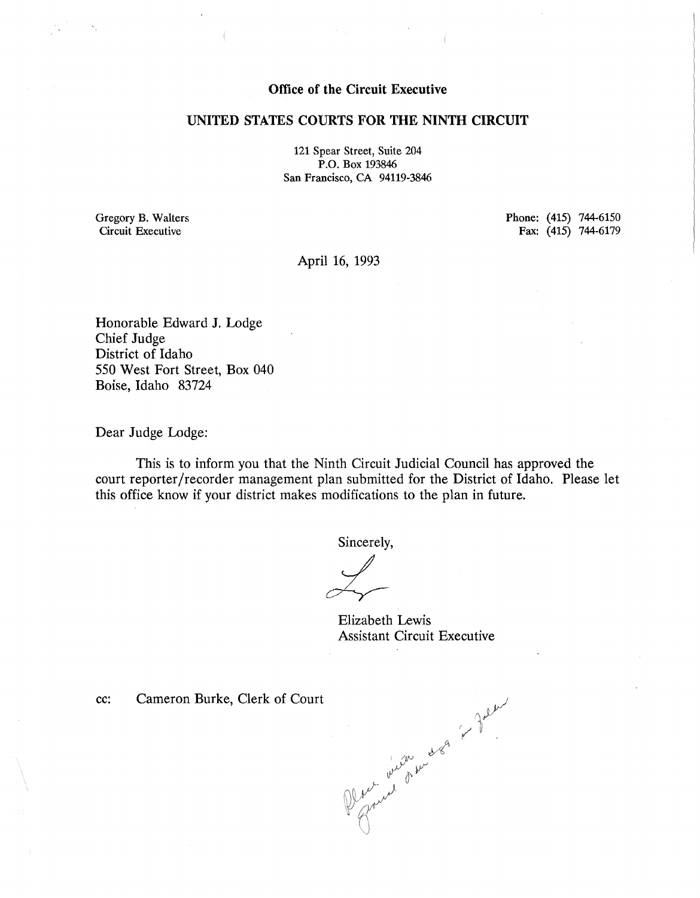**Office of the Circuit Executive**

**UNITED STATES COURTS FOR THE NINTH CIRCUIT**

121 Spear Street, Suite 204
P.O. Box 193846
San Francisco, CA 94119-3846

Gregory B. Walters
Circuit Executive

**Phone:** (415) 744-6150
**Fax:** (415) 744-6179

April 16, 1993

Honorable Edward J. Lodge
Chief Judge
District of Idaho
550 West Fort Street, Box 040
Boise, Idaho 83724

Dear Judge Lodge:

This is to inform you that the Ninth Circuit Judicial Council has approved the court reporter/recorder management plan submitted for the District of Idaho. Please let this office know if your district makes modifications to the plan in future.

Sincerely,

Elizabeth Lewis
Assistant Circuit Executive

cc: Cameron Burke, Clerk of Court

Place with General Order #89 in folder